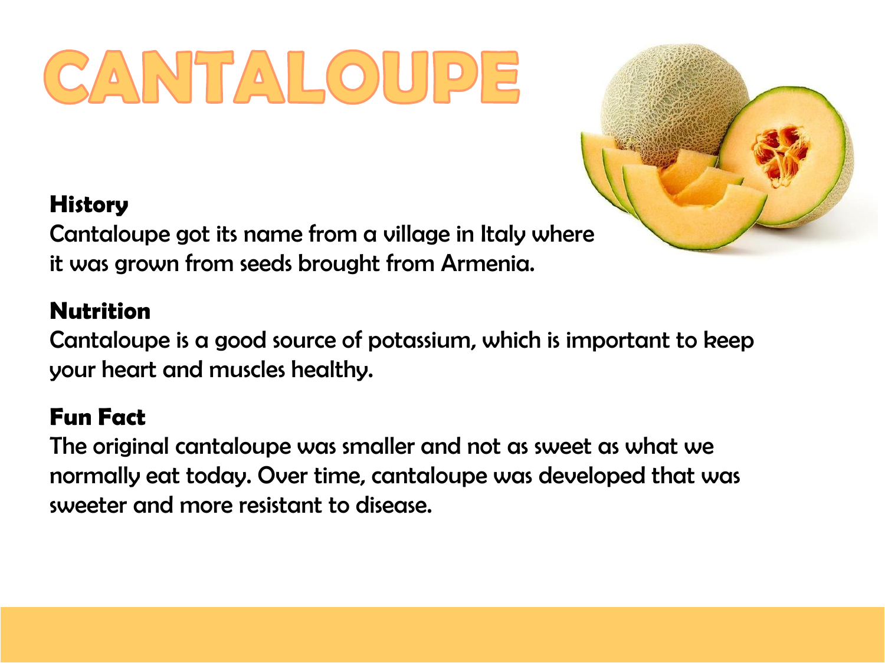# CANTALOUPE

**History**

Cantaloupe got its name from a village in Italy where it was grown from seeds brought from Armenia.

**Nutrition**

Cantaloupe is a good source of potassium, which is important to keep your heart and muscles healthy.

**Fun Fact**

The original cantaloupe was smaller and not as sweet as what we normally eat today. Over time, cantaloupe was developed that was sweeter and more resistant to disease.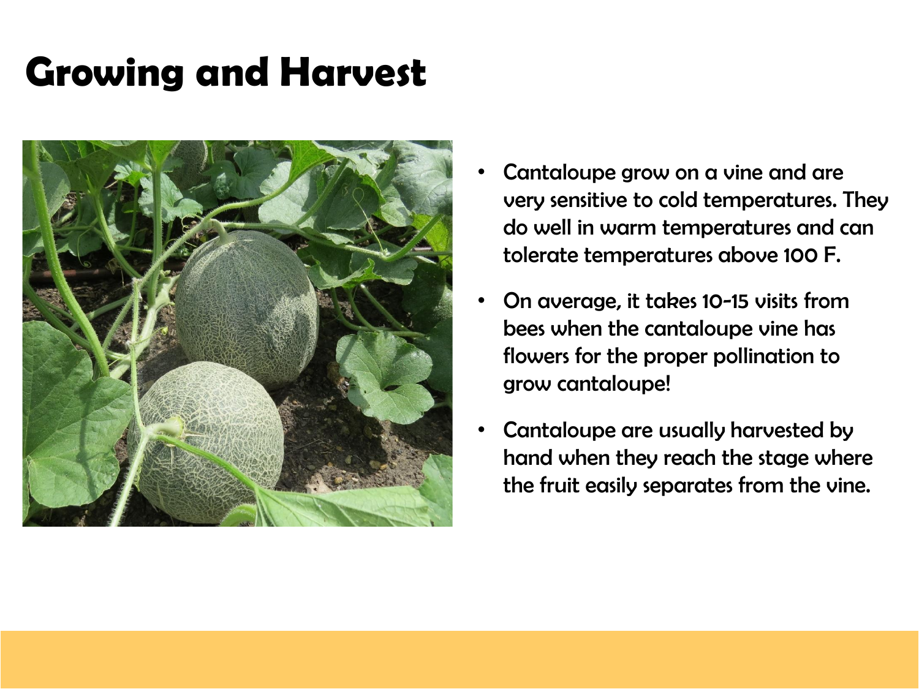# Growing and Harvest

- Cantaloupe grow on a vine and are very sensitive to cold temperatures. They do well in warm temperatures and can tolerate temperatures above 100 F.
- On average, it takes 10-15 visits from bees when the cantaloupe vine has flowers for the proper pollination to grow cantaloupe!
- Cantaloupe are usually harvested by hand when they reach the stage where the fruit easily separates from the vine.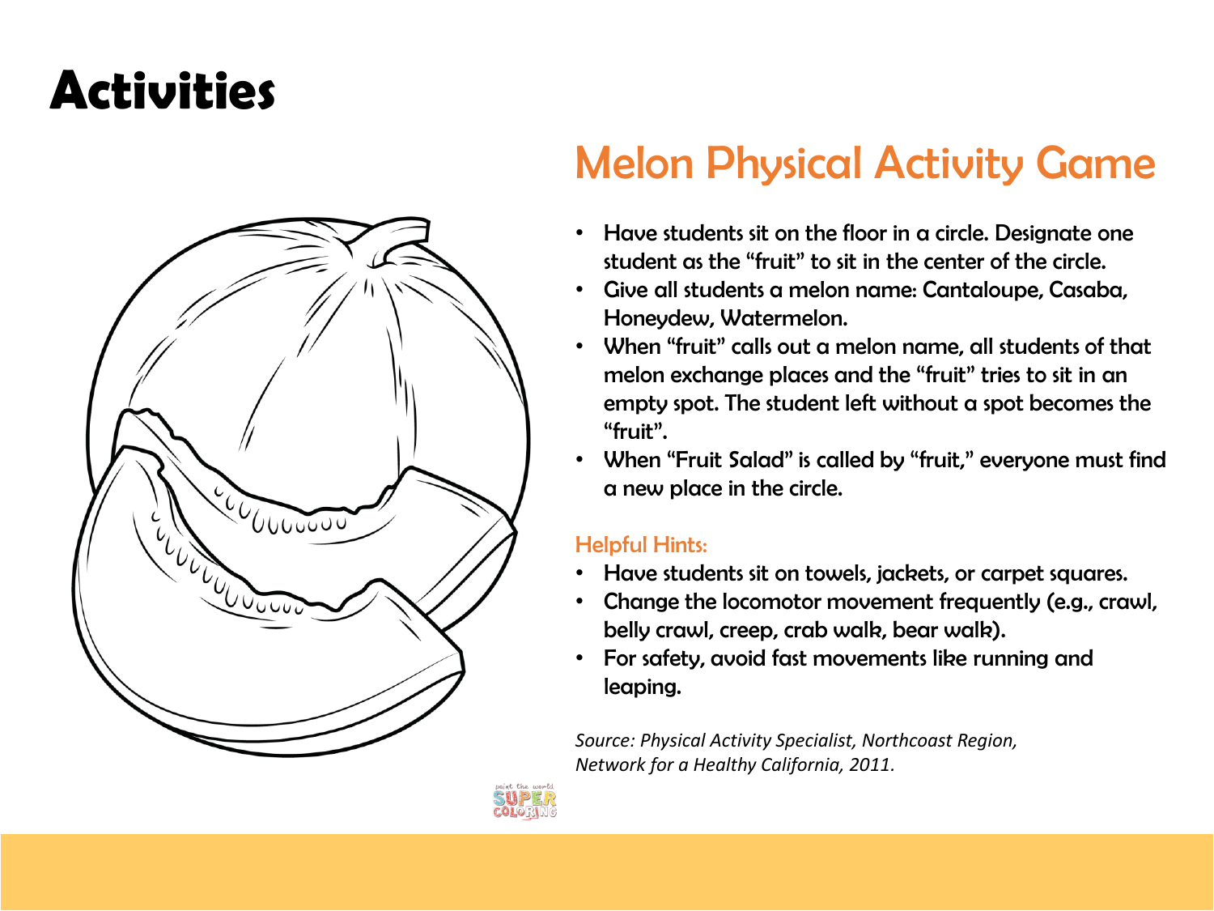# Activities

## Melon Physical Activity Game

- Have students sit on the floor in a circle. Designate one student as the "fruit" to sit in the center of the circle.
- Give all students a melon name: Cantaloupe, Casaba, Honeydew, Watermelon.
- When "fruit" calls out a melon name, all students of that melon exchange places and the "fruit" tries to sit in an empty spot. The student left without a spot becomes the "fruit".
- When "Fruit Salad" is called by "fruit," everyone must find a new place in the circle.

### Helpful Hints:

- Have students sit on towels, jackets, or carpet squares.
- Change the locomotor movement frequently (e.g., crawl, belly crawl, creep, crab walk, bear walk).
- For safety, avoid fast movements like running and leaping.

*Source: Physical Activity Specialist, Northcoast Region, Network for a Healthy California, 2011.*